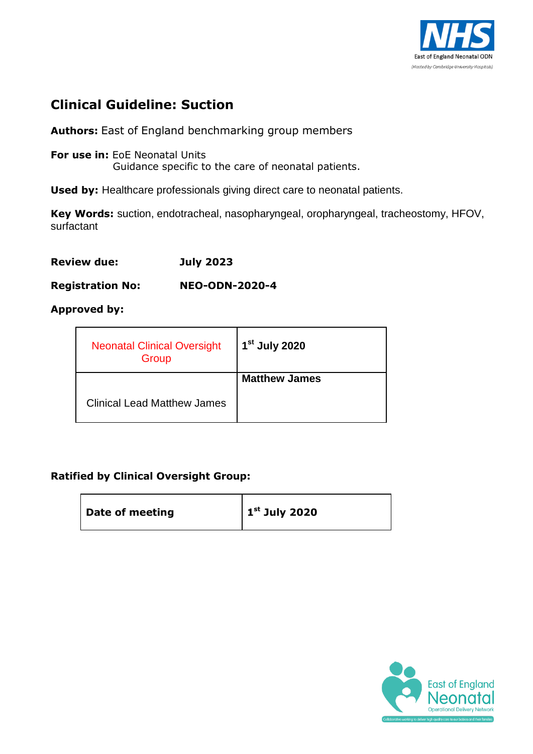## Clinical Guideline: Suction

**Authors:** East of England benchmarking group members

**For use in:** EoE Neonatal Units
Guidance specific to the care of neonatal patients.

**Used by:** Healthcare professionals giving direct care to neonatal patients.

**Key Words:** suction, endotracheal, nasopharyngeal, oropharyngeal, tracheostomy, HFOV, surfactant

**Review due:** July 2023

**Registration No:** NEO-ODN-2020-4

**Approved by:**

| Neonatal Clinical Oversight Group | **1st July 2020** |
|---|---|
| Clinical Lead Matthew James | **Matthew James** |

**Ratified by Clinical Oversight Group:**

| **Date of meeting** | **1st July 2020** |
|---|---|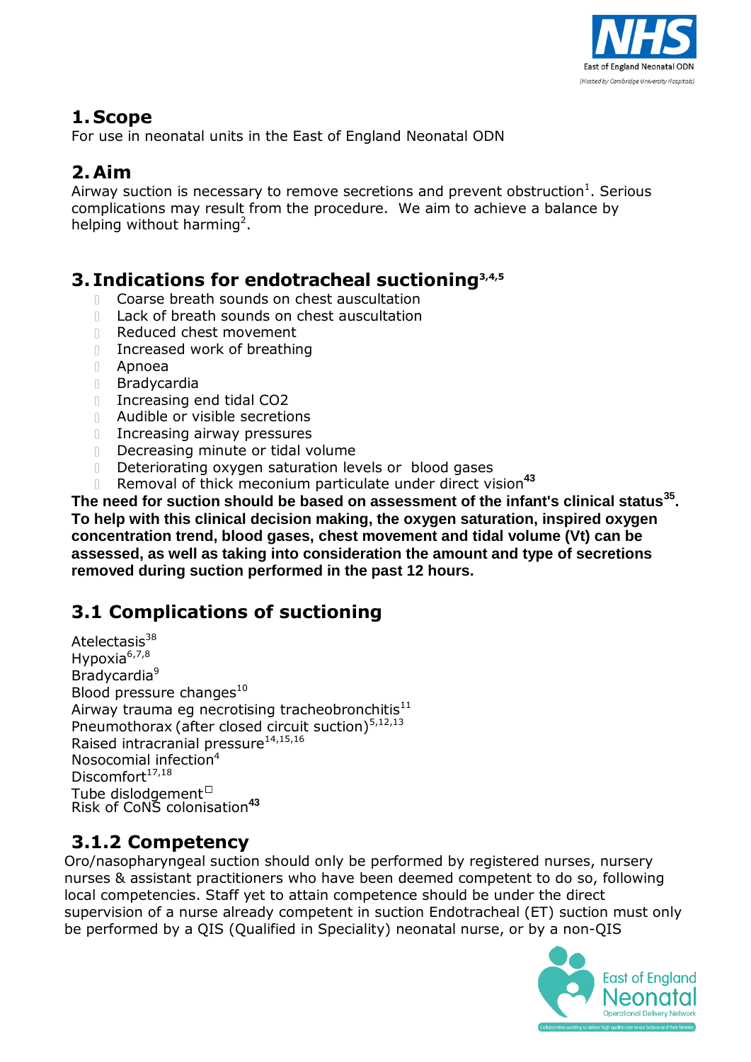## 1. Scope

For use in neonatal units in the East of England Neonatal ODN

## 2. Aim

Airway suction is necessary to remove secretions and prevent obstruction[1]. Serious complications may result from the procedure. We aim to achieve a balance by helping without harming[2].

## 3. Indications for endotracheal suctioning[3,4,5]

- Coarse breath sounds on chest auscultation
- Lack of breath sounds on chest auscultation
- Reduced chest movement
- Increased work of breathing
- Apnoea
- Bradycardia
- Increasing end tidal CO2
- Audible or visible secretions
- Increasing airway pressures
- Decreasing minute or tidal volume
- Deteriorating oxygen saturation levels or blood gases
- Removal of thick meconium particulate under direct vision[43]

**The need for suction should be based on assessment of the infant's clinical status[35]. To help with this clinical decision making, the oxygen saturation, inspired oxygen concentration trend, blood gases, chest movement and tidal volume (Vt) can be assessed, as well as taking into consideration the amount and type of secretions removed during suction performed in the past 12 hours.**

## 3.1 Complications of suctioning

Atelectasis[38]
Hypoxia[6,7,8]
Bradycardia[9]
Blood pressure changes[10]
Airway trauma eg necrotising tracheobronchitis[11]
Pneumothorax (after closed circuit suction)[5,12,13]
Raised intracranial pressure[14,15,16]
Nosocomial infection[4]
Discomfort[17,18]
Tube dislodgement
Risk of CoNS colonisation[43]

## 3.1.2 Competency

Oro/nasopharyngeal suction should only be performed by registered nurses, nursery nurses & assistant practitioners who have been deemed competent to do so, following local competencies. Staff yet to attain competence should be under the direct supervision of a nurse already competent in suction Endotracheal (ET) suction must only be performed by a QIS (Qualified in Speciality) neonatal nurse, or by a non-QIS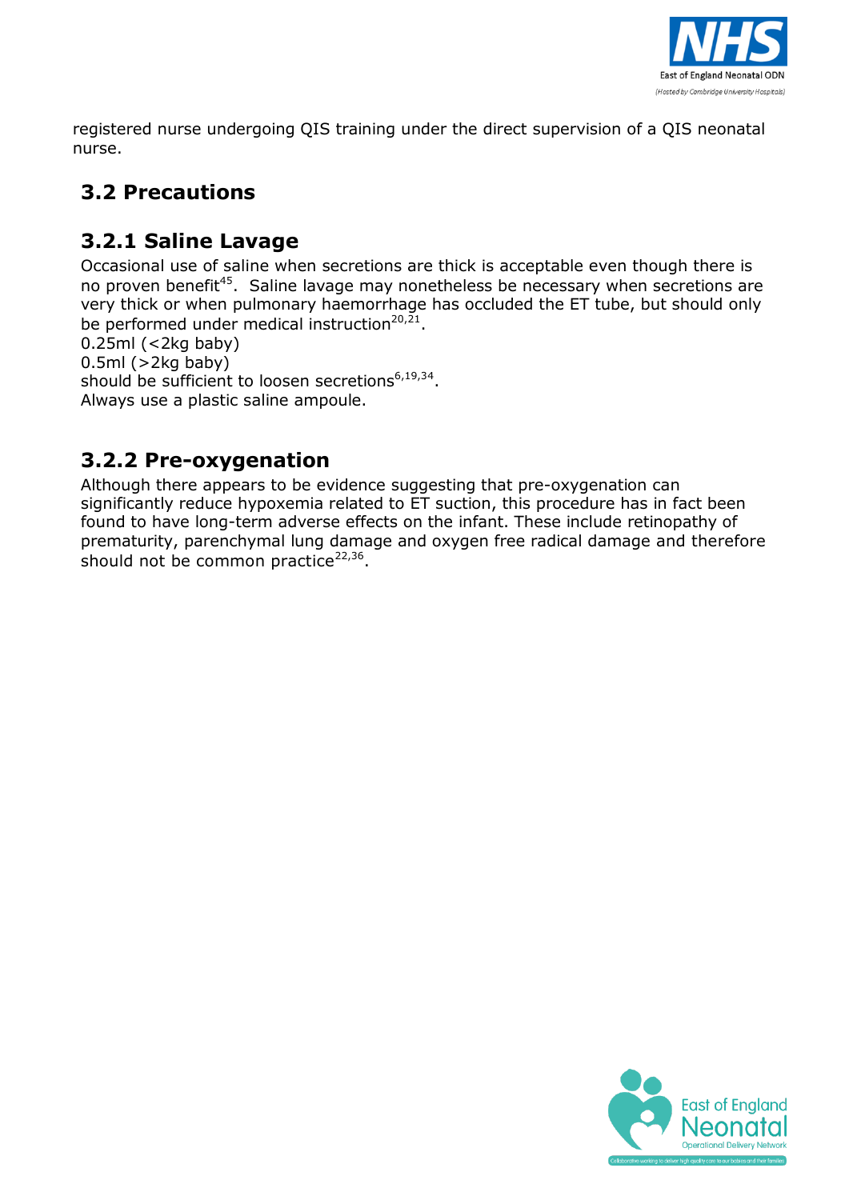registered nurse undergoing QIS training under the direct supervision of a QIS neonatal nurse.

## 3.2 Precautions

### 3.2.1 Saline Lavage

Occasional use of saline when secretions are thick is acceptable even though there is no proven benefit[45]. Saline lavage may nonetheless be necessary when secretions are very thick or when pulmonary haemorrhage has occluded the ET tube, but should only be performed under medical instruction[20,21].

0.25ml (<2kg baby)
0.5ml (>2kg baby)
should be sufficient to loosen secretions[6,19,34].
Always use a plastic saline ampoule.

### 3.2.2 Pre-oxygenation

Although there appears to be evidence suggesting that pre-oxygenation can significantly reduce hypoxemia related to ET suction, this procedure has in fact been found to have long-term adverse effects on the infant. These include retinopathy of prematurity, parenchymal lung damage and oxygen free radical damage and therefore should not be common practice[22,36].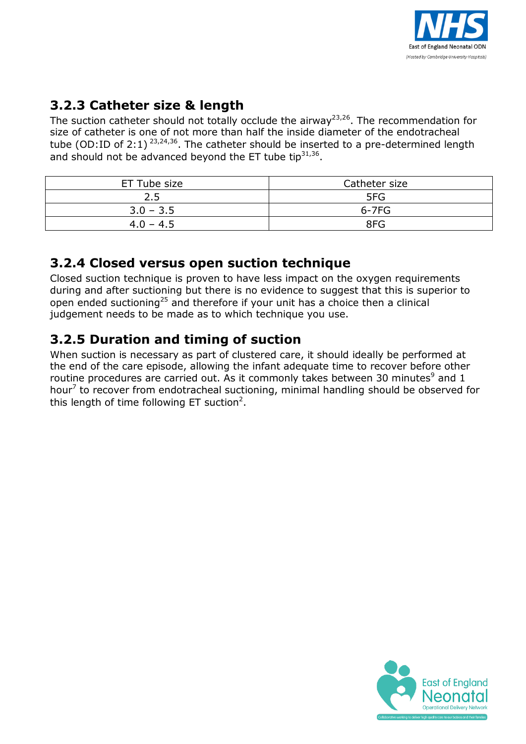### 3.2.3 Catheter size & length

The suction catheter should not totally occlude the airway[23,26]. The recommendation for size of catheter is one of not more than half the inside diameter of the endotracheal tube (OD:ID of 2:1) [23,24,36]. The catheter should be inserted to a pre-determined length and should not be advanced beyond the ET tube tip[31,36].

| ET Tube size | Catheter size |
|---|---|
| 2.5 | 5FG |
| 3.0 – 3.5 | 6-7FG |
| 4.0 – 4.5 | 8FG |

### 3.2.4 Closed versus open suction technique

Closed suction technique is proven to have less impact on the oxygen requirements during and after suctioning but there is no evidence to suggest that this is superior to open ended suctioning[25] and therefore if your unit has a choice then a clinical judgement needs to be made as to which technique you use.

### 3.2.5 Duration and timing of suction

When suction is necessary as part of clustered care, it should ideally be performed at the end of the care episode, allowing the infant adequate time to recover before other routine procedures are carried out. As it commonly takes between 30 minutes[9] and 1 hour[7] to recover from endotracheal suctioning, minimal handling should be observed for this length of time following ET suction[2].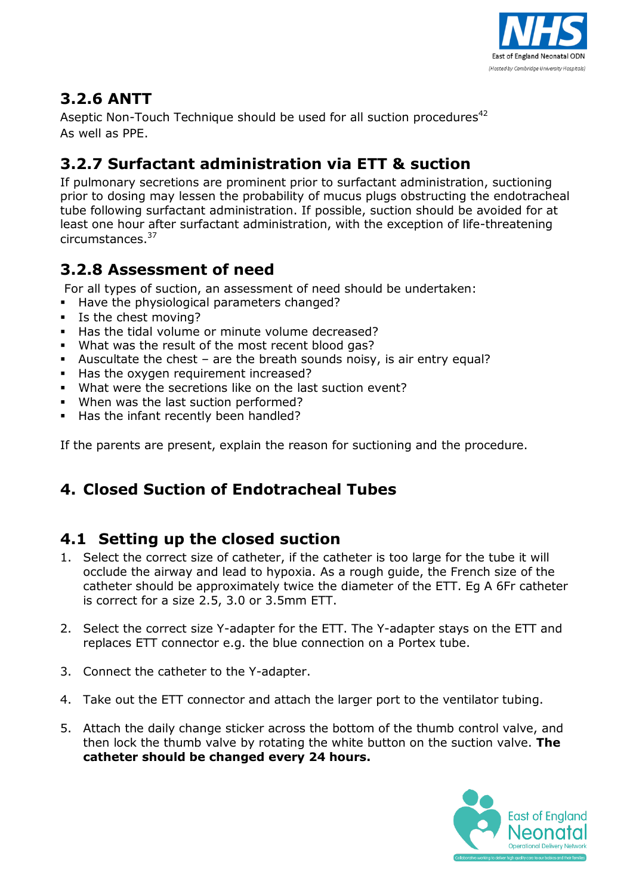### 3.2.6 ANTT

Aseptic Non-Touch Technique should be used for all suction procedures[42]
As well as PPE.

### 3.2.7 Surfactant administration via ETT & suction

If pulmonary secretions are prominent prior to surfactant administration, suctioning prior to dosing may lessen the probability of mucus plugs obstructing the endotracheal tube following surfactant administration. If possible, suction should be avoided for at least one hour after surfactant administration, with the exception of life-threatening circumstances.[37]

### 3.2.8 Assessment of need

For all types of suction, an assessment of need should be undertaken:

- Have the physiological parameters changed?
- Is the chest moving?
- Has the tidal volume or minute volume decreased?
- What was the result of the most recent blood gas?
- Auscultate the chest – are the breath sounds noisy, is air entry equal?
- Has the oxygen requirement increased?
- What were the secretions like on the last suction event?
- When was the last suction performed?
- Has the infant recently been handled?

If the parents are present, explain the reason for suctioning and the procedure.

## 4. Closed Suction of Endotracheal Tubes

### 4.1 Setting up the closed suction

1. Select the correct size of catheter, if the catheter is too large for the tube it will occlude the airway and lead to hypoxia. As a rough guide, the French size of the catheter should be approximately twice the diameter of the ETT. Eg A 6Fr catheter is correct for a size 2.5, 3.0 or 3.5mm ETT.

2. Select the correct size Y-adapter for the ETT. The Y-adapter stays on the ETT and replaces ETT connector e.g. the blue connection on a Portex tube.

3. Connect the catheter to the Y-adapter.

4. Take out the ETT connector and attach the larger port to the ventilator tubing.

5. Attach the daily change sticker across the bottom of the thumb control valve, and then lock the thumb valve by rotating the white button on the suction valve. **The catheter should be changed every 24 hours.**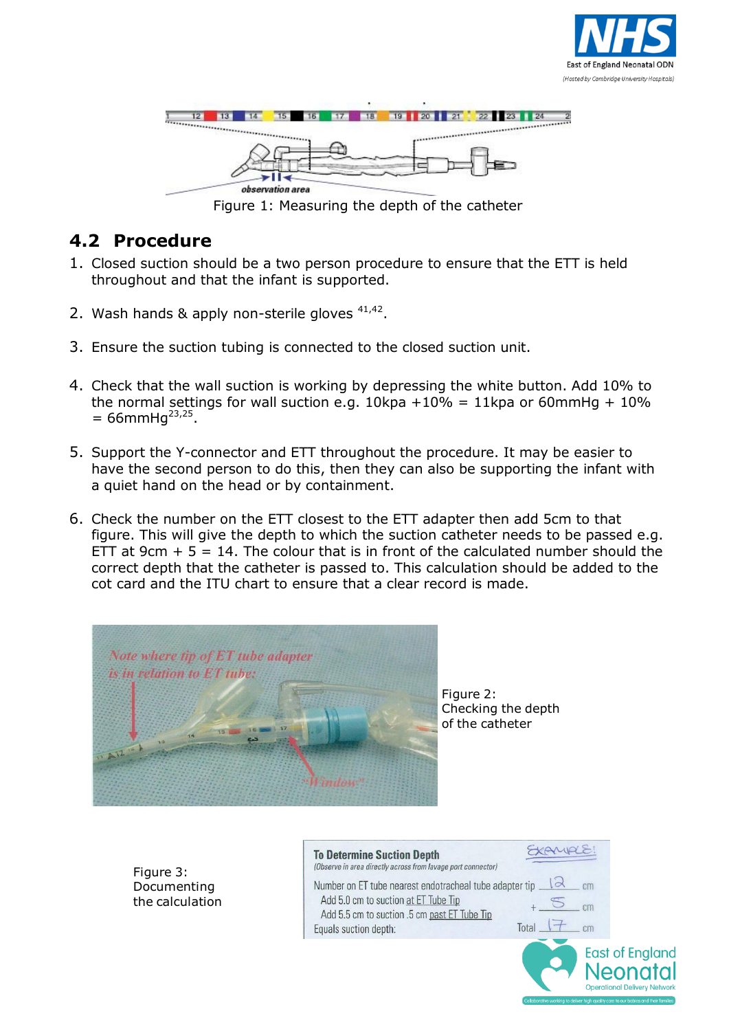Figure 1: Measuring the depth of the catheter

## 4.2 Procedure

1. Closed suction should be a two person procedure to ensure that the ETT is held throughout and that the infant is supported.

2. Wash hands & apply non-sterile gloves [41,42].

3. Ensure the suction tubing is connected to the closed suction unit.

4. Check that the wall suction is working by depressing the white button. Add 10% to the normal settings for wall suction e.g. 10kpa +10% = 11kpa or 60mmHg + 10% = 66mmHg[23,25].

5. Support the Y-connector and ETT throughout the procedure. It may be easier to have the second person to do this, then they can also be supporting the infant with a quiet hand on the head or by containment.

6. Check the number on the ETT closest to the ETT adapter then add 5cm to that figure. This will give the depth to which the suction catheter needs to be passed e.g. ETT at 9cm + 5 = 14. The colour that is in front of the calculated number should the correct depth that the catheter is passed to. This calculation should be added to the cot card and the ITU chart to ensure that a clear record is made.

Figure 2: Checking the depth of the catheter

Figure 3: Documenting the calculation

**To Determine Suction Depth** EXAMPLE!

*(Observe in area directly across from lavage port connector)*

| | | |
|---|---|---|
| Number on ET tube nearest endotracheal tube adapter tip | 12 | cm |
| Add 5.0 cm to suction at ET Tube Tip | + 5 | cm |
| Add 5.5 cm to suction .5 cm past ET Tube Tip | | |
| Equals suction depth: | Total 17 | cm |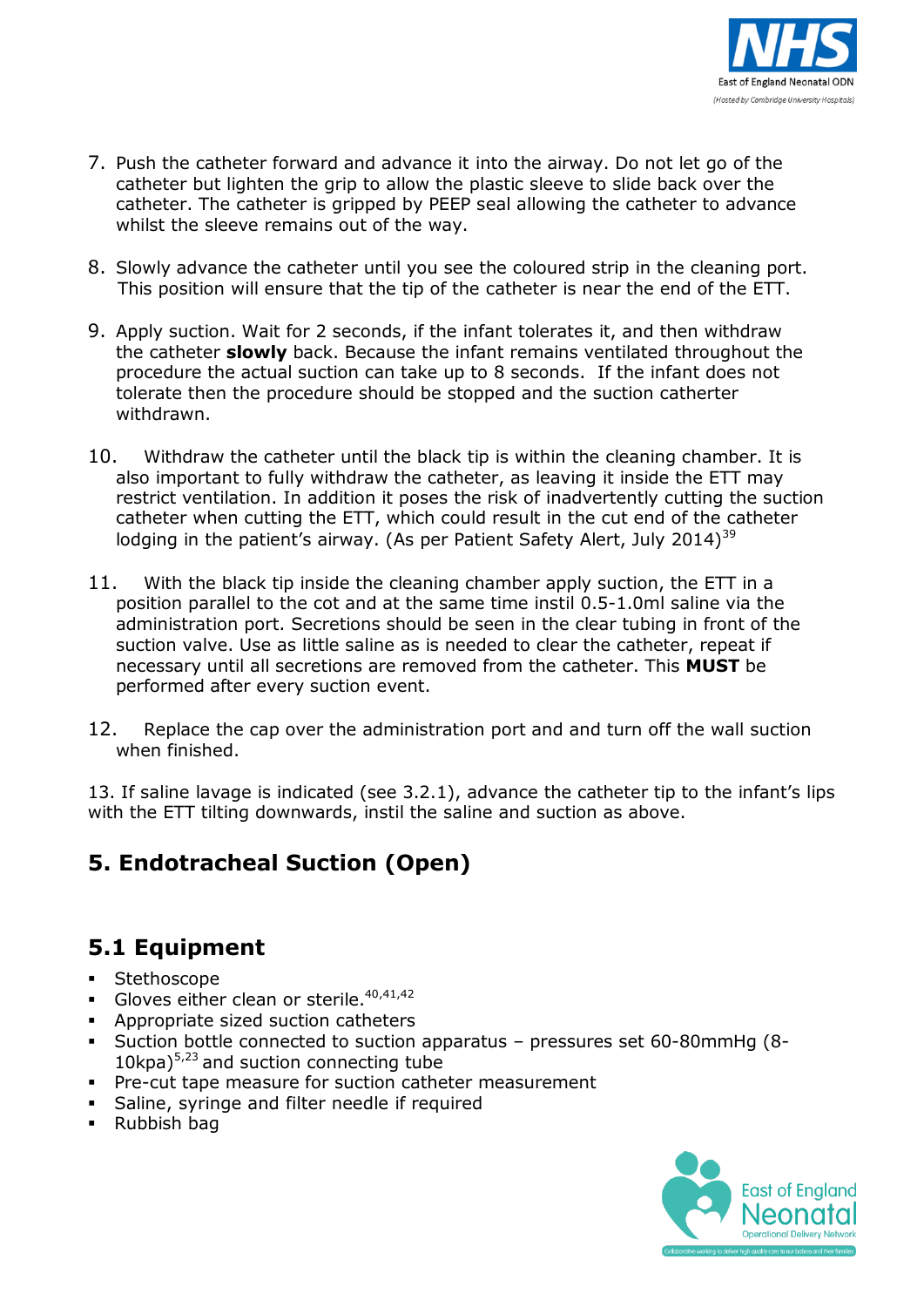7. Push the catheter forward and advance it into the airway. Do not let go of the catheter but lighten the grip to allow the plastic sleeve to slide back over the catheter. The catheter is gripped by PEEP seal allowing the catheter to advance whilst the sleeve remains out of the way.

8. Slowly advance the catheter until you see the coloured strip in the cleaning port. This position will ensure that the tip of the catheter is near the end of the ETT.

9. Apply suction. Wait for 2 seconds, if the infant tolerates it, and then withdraw the catheter **slowly** back. Because the infant remains ventilated throughout the procedure the actual suction can take up to 8 seconds. If the infant does not tolerate then the procedure should be stopped and the suction catherter withdrawn.

10. Withdraw the catheter until the black tip is within the cleaning chamber. It is also important to fully withdraw the catheter, as leaving it inside the ETT may restrict ventilation. In addition it poses the risk of inadvertently cutting the suction catheter when cutting the ETT, which could result in the cut end of the catheter lodging in the patient's airway. (As per Patient Safety Alert, July 2014)[39]

11. With the black tip inside the cleaning chamber apply suction, the ETT in a position parallel to the cot and at the same time instil 0.5-1.0ml saline via the administration port. Secretions should be seen in the clear tubing in front of the suction valve. Use as little saline as is needed to clear the catheter, repeat if necessary until all secretions are removed from the catheter. This **MUST** be performed after every suction event.

12. Replace the cap over the administration port and and turn off the wall suction when finished.

13. If saline lavage is indicated (see 3.2.1), advance the catheter tip to the infant's lips with the ETT tilting downwards, instil the saline and suction as above.

## 5. Endotracheal Suction (Open)

### 5.1 Equipment

- Stethoscope
- Gloves either clean or sterile.[40,41,42]
- Appropriate sized suction catheters
- Suction bottle connected to suction apparatus – pressures set 60-80mmHg (8-10kpa)[5,23] and suction connecting tube
- Pre-cut tape measure for suction catheter measurement
- Saline, syringe and filter needle if required
- Rubbish bag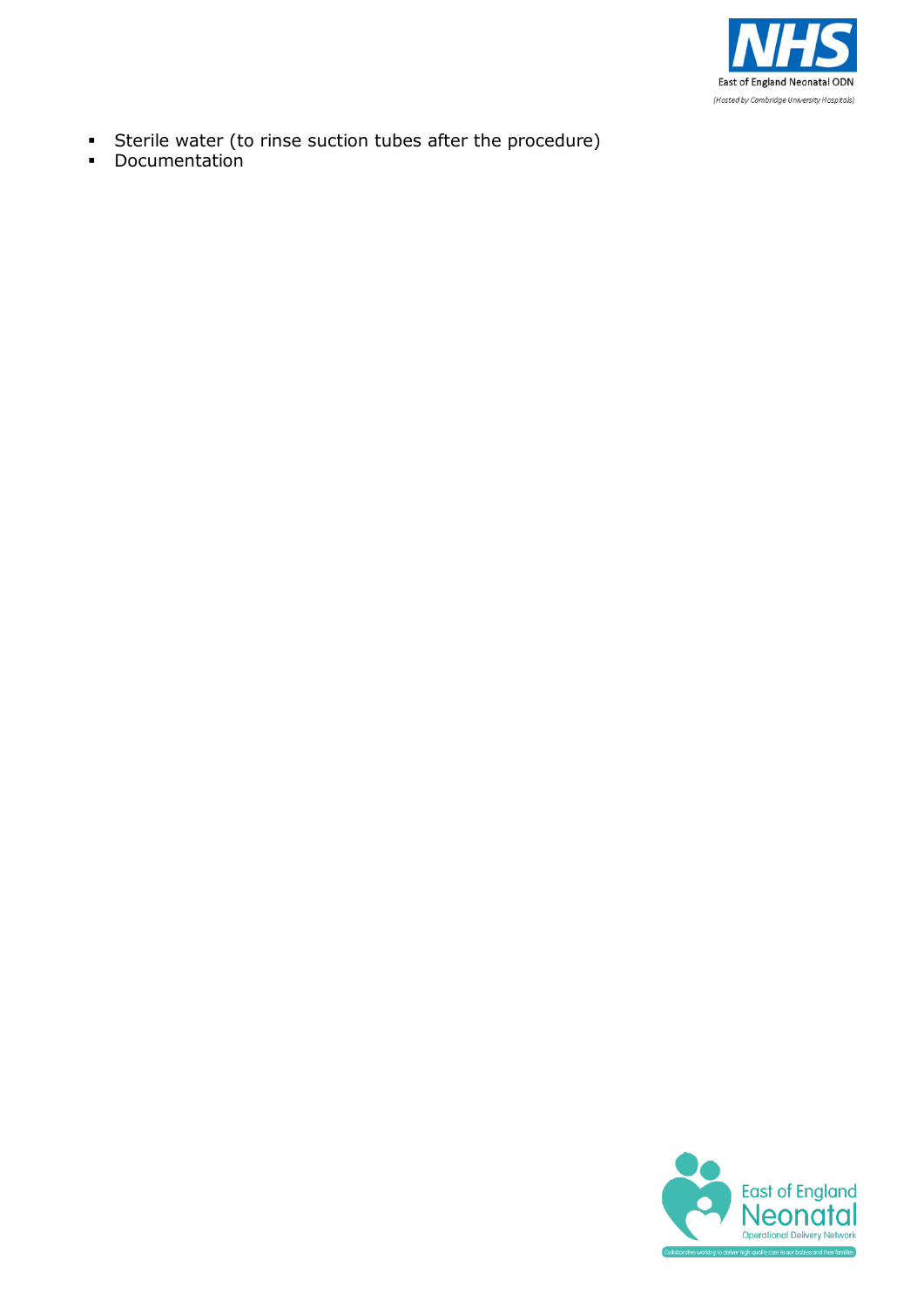- Sterile water (to rinse suction tubes after the procedure)
- Documentation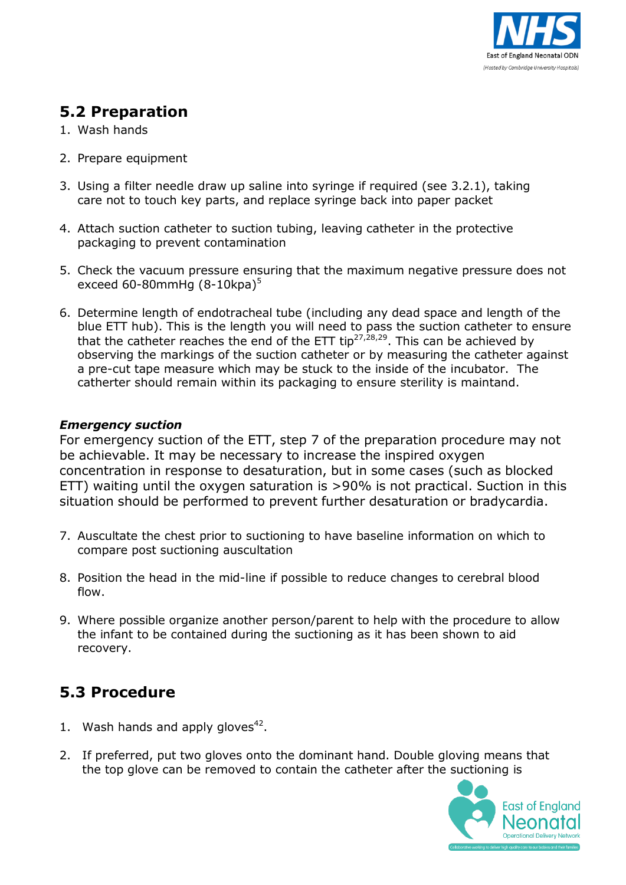## 5.2 Preparation

1. Wash hands
2. Prepare equipment
3. Using a filter needle draw up saline into syringe if required (see 3.2.1), taking care not to touch key parts, and replace syringe back into paper packet
4. Attach suction catheter to suction tubing, leaving catheter in the protective packaging to prevent contamination
5. Check the vacuum pressure ensuring that the maximum negative pressure does not exceed 60-80mmHg (8-10kpa)[5]
6. Determine length of endotracheal tube (including any dead space and length of the blue ETT hub). This is the length you will need to pass the suction catheter to ensure that the catheter reaches the end of the ETT tip[27,28,29]. This can be achieved by observing the markings of the suction catheter or by measuring the catheter against a pre-cut tape measure which may be stuck to the inside of the incubator. The catherter should remain within its packaging to ensure sterility is maintand.

***Emergency suction***

For emergency suction of the ETT, step 7 of the preparation procedure may not be achievable. It may be necessary to increase the inspired oxygen concentration in response to desaturation, but in some cases (such as blocked ETT) waiting until the oxygen saturation is >90% is not practical. Suction in this situation should be performed to prevent further desaturation or bradycardia.

7. Auscultate the chest prior to suctioning to have baseline information on which to compare post suctioning auscultation
8. Position the head in the mid-line if possible to reduce changes to cerebral blood flow.
9. Where possible organize another person/parent to help with the procedure to allow the infant to be contained during the suctioning as it has been shown to aid recovery.

## 5.3 Procedure

1. Wash hands and apply gloves[42].
2. If preferred, put two gloves onto the dominant hand. Double gloving means that the top glove can be removed to contain the catheter after the suctioning is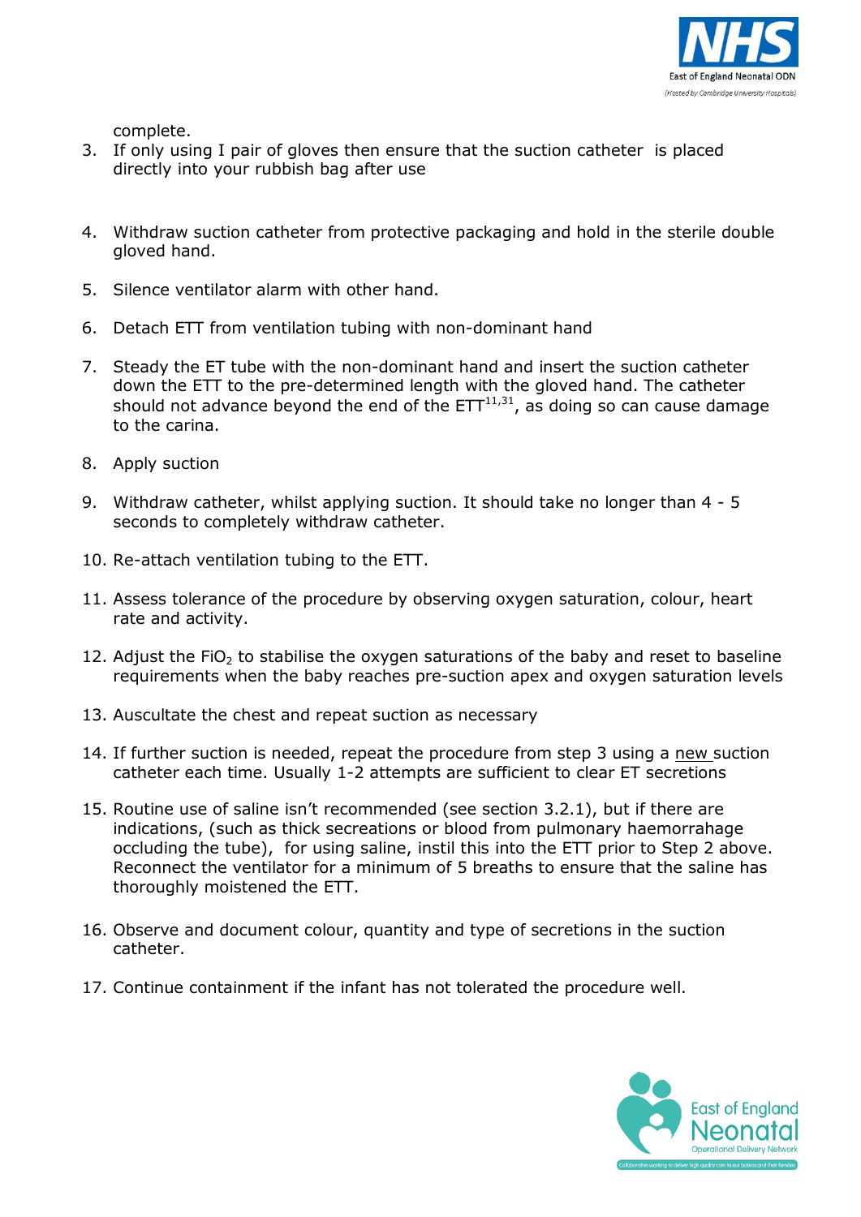complete.

3. If only using I pair of gloves then ensure that the suction catheter is placed directly into your rubbish bag after use

4. Withdraw suction catheter from protective packaging and hold in the sterile double gloved hand.

5. Silence ventilator alarm with other hand.

6. Detach ETT from ventilation tubing with non-dominant hand

7. Steady the ET tube with the non-dominant hand and insert the suction catheter down the ETT to the pre-determined length with the gloved hand. The catheter should not advance beyond the end of the ETT[11,31], as doing so can cause damage to the carina.

8. Apply suction

9. Withdraw catheter, whilst applying suction. It should take no longer than 4 - 5 seconds to completely withdraw catheter.

10. Re-attach ventilation tubing to the ETT.

11. Assess tolerance of the procedure by observing oxygen saturation, colour, heart rate and activity.

12. Adjust the $FiO_2$ to stabilise the oxygen saturations of the baby and reset to baseline requirements when the baby reaches pre-suction apex and oxygen saturation levels

13. Auscultate the chest and repeat suction as necessary

14. If further suction is needed, repeat the procedure from step 3 using a new suction catheter each time. Usually 1-2 attempts are sufficient to clear ET secretions

15. Routine use of saline isn't recommended (see section 3.2.1), but if there are indications, (such as thick secreations or blood from pulmonary haemorrahage occluding the tube), for using saline, instil this into the ETT prior to Step 2 above. Reconnect the ventilator for a minimum of 5 breaths to ensure that the saline has thoroughly moistened the ETT.

16. Observe and document colour, quantity and type of secretions in the suction catheter.

17. Continue containment if the infant has not tolerated the procedure well.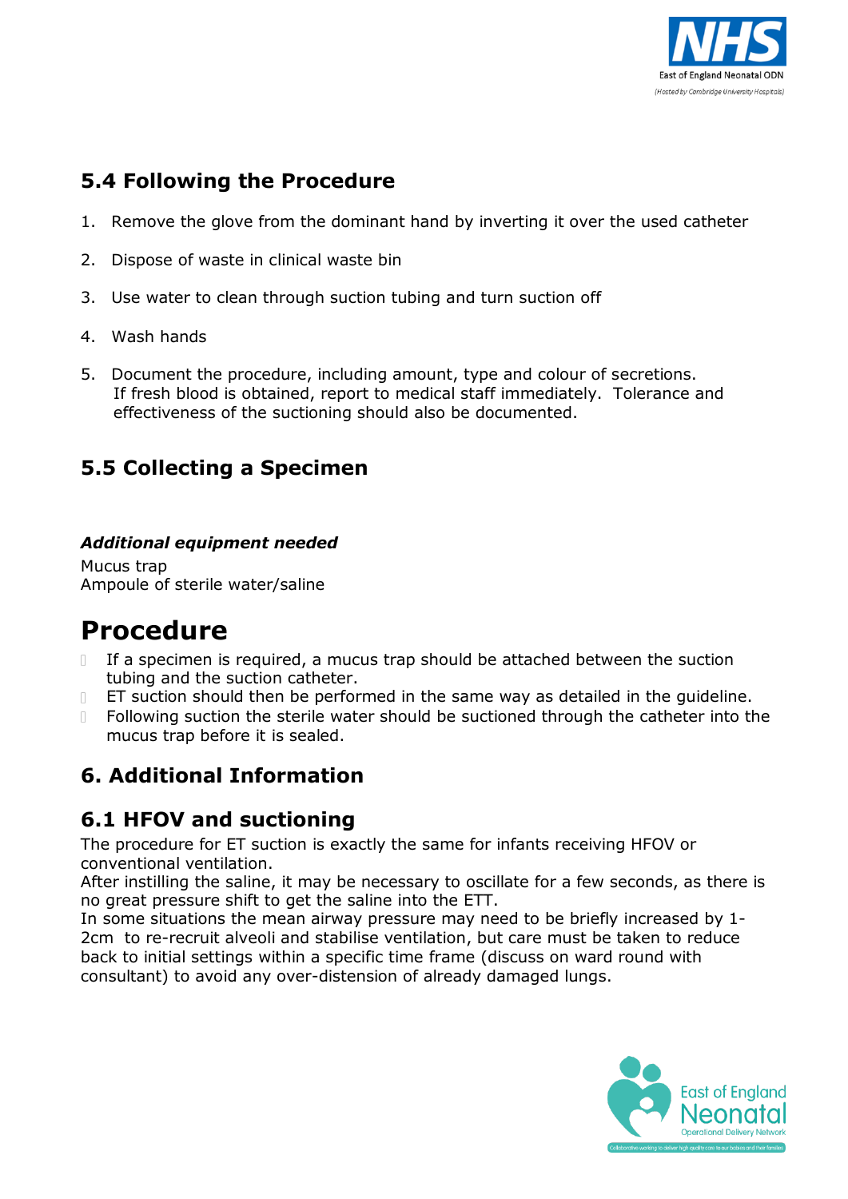## 5.4 Following the Procedure

1. Remove the glove from the dominant hand by inverting it over the used catheter
2. Dispose of waste in clinical waste bin
3. Use water to clean through suction tubing and turn suction off
4. Wash hands
5. Document the procedure, including amount, type and colour of secretions. If fresh blood is obtained, report to medical staff immediately. Tolerance and effectiveness of the suctioning should also be documented.

## 5.5 Collecting a Specimen

***Additional equipment needed***

Mucus trap
Ampoule of sterile water/saline

# Procedure

- If a specimen is required, a mucus trap should be attached between the suction tubing and the suction catheter.
- ET suction should then be performed in the same way as detailed in the guideline.
- Following suction the sterile water should be suctioned through the catheter into the mucus trap before it is sealed.

## 6. Additional Information

## 6.1 HFOV and suctioning

The procedure for ET suction is exactly the same for infants receiving HFOV or conventional ventilation.
After instilling the saline, it may be necessary to oscillate for a few seconds, as there is no great pressure shift to get the saline into the ETT.
In some situations the mean airway pressure may need to be briefly increased by 1-2cm to re-recruit alveoli and stabilise ventilation, but care must be taken to reduce back to initial settings within a specific time frame (discuss on ward round with consultant) to avoid any over-distension of already damaged lungs.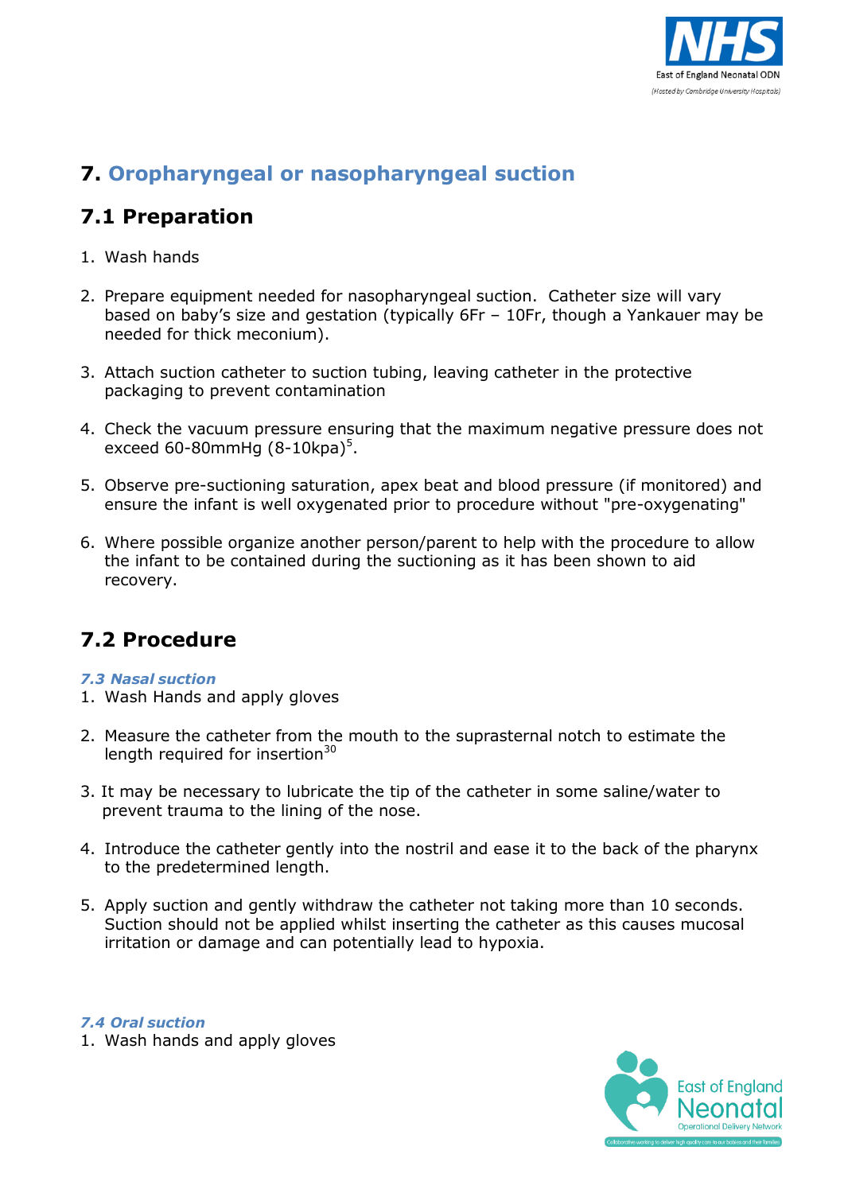## 7. Oropharyngeal or nasopharyngeal suction

### 7.1 Preparation

1. Wash hands
2. Prepare equipment needed for nasopharyngeal suction. Catheter size will vary based on baby's size and gestation (typically 6Fr – 10Fr, though a Yankauer may be needed for thick meconium).
3. Attach suction catheter to suction tubing, leaving catheter in the protective packaging to prevent contamination
4. Check the vacuum pressure ensuring that the maximum negative pressure does not exceed 60-80mmHg (8-10kpa)[5].
5. Observe pre-suctioning saturation, apex beat and blood pressure (if monitored) and ensure the infant is well oxygenated prior to procedure without "pre-oxygenating"
6. Where possible organize another person/parent to help with the procedure to allow the infant to be contained during the suctioning as it has been shown to aid recovery.

### 7.2 Procedure

#### *7.3 Nasal suction*

1. Wash Hands and apply gloves
2. Measure the catheter from the mouth to the suprasternal notch to estimate the length required for insertion[30]
3. It may be necessary to lubricate the tip of the catheter in some saline/water to prevent trauma to the lining of the nose.
4. Introduce the catheter gently into the nostril and ease it to the back of the pharynx to the predetermined length.
5. Apply suction and gently withdraw the catheter not taking more than 10 seconds. Suction should not be applied whilst inserting the catheter as this causes mucosal irritation or damage and can potentially lead to hypoxia.

#### *7.4 Oral suction*

1. Wash hands and apply gloves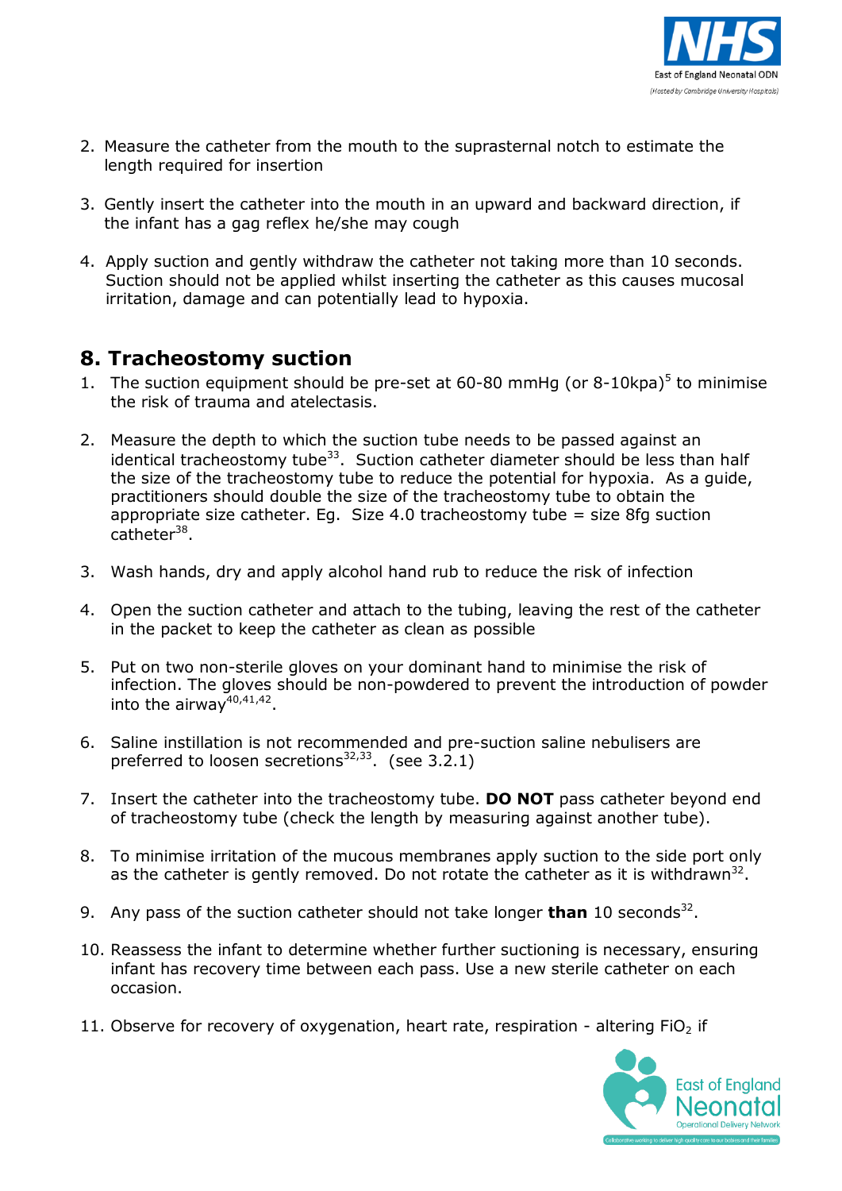2. Measure the catheter from the mouth to the suprasternal notch to estimate the length required for insertion

3. Gently insert the catheter into the mouth in an upward and backward direction, if the infant has a gag reflex he/she may cough

4. Apply suction and gently withdraw the catheter not taking more than 10 seconds. Suction should not be applied whilst inserting the catheter as this causes mucosal irritation, damage and can potentially lead to hypoxia.

## 8. Tracheostomy suction

1. The suction equipment should be pre-set at 60-80 mmHg (or 8-10kpa)[5] to minimise the risk of trauma and atelectasis.

2. Measure the depth to which the suction tube needs to be passed against an identical tracheostomy tube[33]. Suction catheter diameter should be less than half the size of the tracheostomy tube to reduce the potential for hypoxia. As a guide, practitioners should double the size of the tracheostomy tube to obtain the appropriate size catheter. Eg. Size 4.0 tracheostomy tube = size 8fg suction catheter[38].

3. Wash hands, dry and apply alcohol hand rub to reduce the risk of infection

4. Open the suction catheter and attach to the tubing, leaving the rest of the catheter in the packet to keep the catheter as clean as possible

5. Put on two non-sterile gloves on your dominant hand to minimise the risk of infection. The gloves should be non-powdered to prevent the introduction of powder into the airway[40,41,42].

6. Saline instillation is not recommended and pre-suction saline nebulisers are preferred to loosen secretions[32,33]. (see 3.2.1)

7. Insert the catheter into the tracheostomy tube. **DO NOT** pass catheter beyond end of tracheostomy tube (check the length by measuring against another tube).

8. To minimise irritation of the mucous membranes apply suction to the side port only as the catheter is gently removed. Do not rotate the catheter as it is withdrawn[32].

9. Any pass of the suction catheter should not take longer **than** 10 seconds[32].

10. Reassess the infant to determine whether further suctioning is necessary, ensuring infant has recovery time between each pass. Use a new sterile catheter on each occasion.

11. Observe for recovery of oxygenation, heart rate, respiration - altering $FiO_2$ if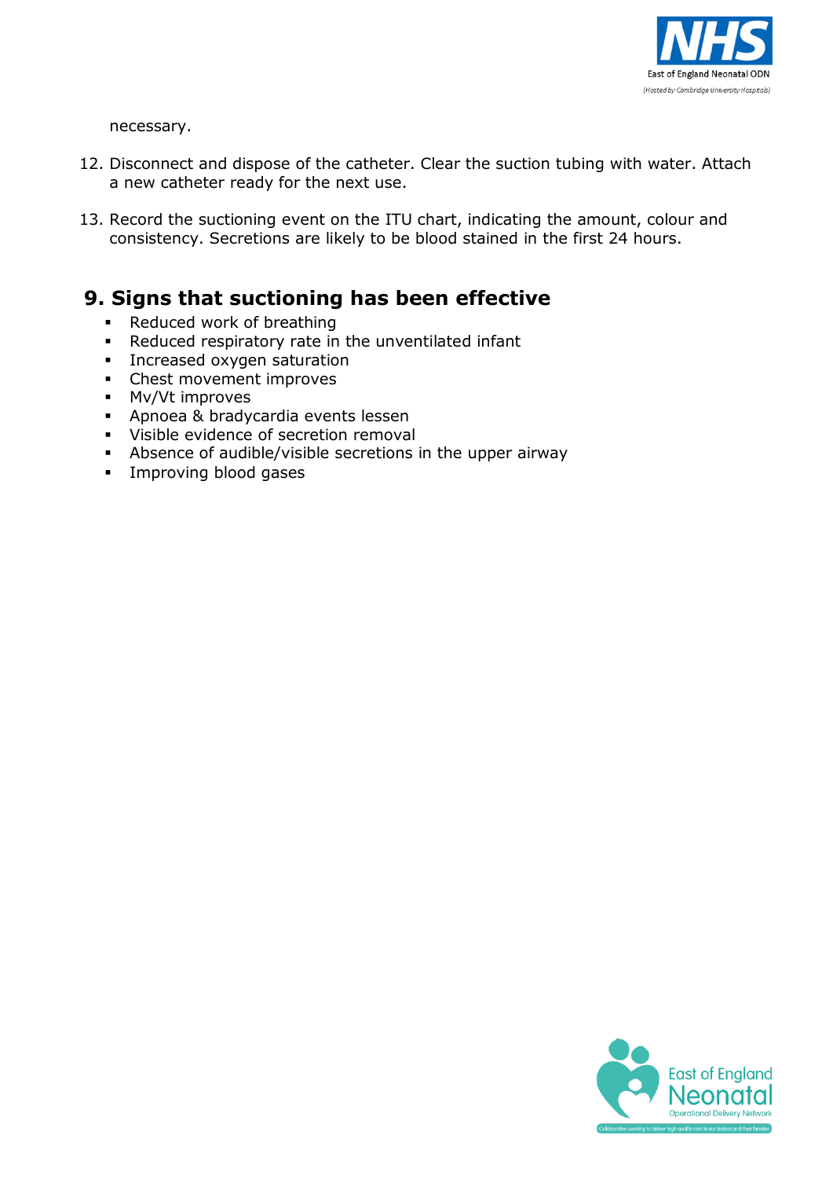necessary.

12. Disconnect and dispose of the catheter. Clear the suction tubing with water. Attach a new catheter ready for the next use.

13. Record the suctioning event on the ITU chart, indicating the amount, colour and consistency. Secretions are likely to be blood stained in the first 24 hours.

## 9. Signs that suctioning has been effective

- Reduced work of breathing
- Reduced respiratory rate in the unventilated infant
- Increased oxygen saturation
- Chest movement improves
- Mv/Vt improves
- Apnoea & bradycardia events lessen
- Visible evidence of secretion removal
- Absence of audible/visible secretions in the upper airway
- Improving blood gases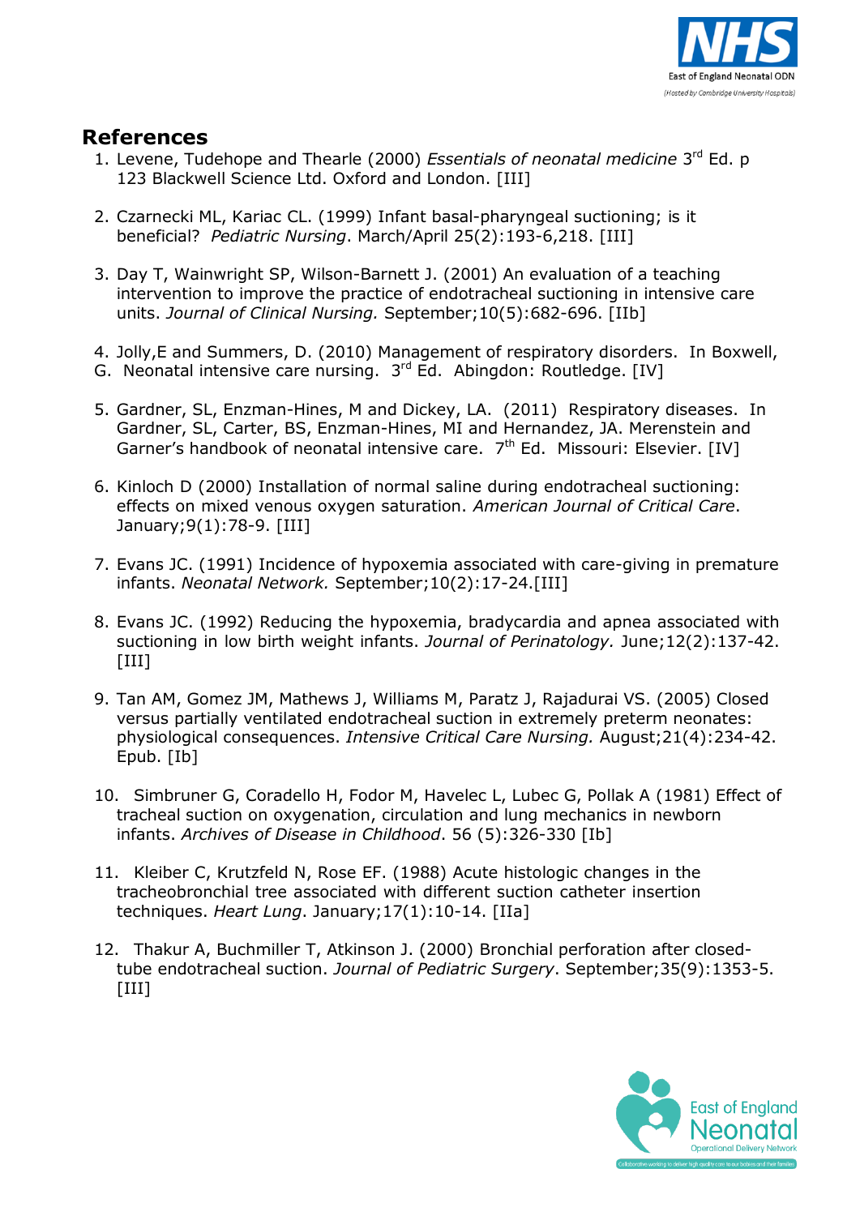## References

1. Levene, Tudehope and Thearle (2000) *Essentials of neonatal medicine* 3rd Ed. p 123 Blackwell Science Ltd. Oxford and London. [III]

2. Czarnecki ML, Kariac CL. (1999) Infant basal-pharyngeal suctioning; is it beneficial? *Pediatric Nursing*. March/April 25(2):193-6,218. [III]

3. Day T, Wainwright SP, Wilson-Barnett J. (2001) An evaluation of a teaching intervention to improve the practice of endotracheal suctioning in intensive care units. *Journal of Clinical Nursing.* September;10(5):682-696. [IIb]

4. Jolly,E and Summers, D. (2010) Management of respiratory disorders. In Boxwell, G. Neonatal intensive care nursing. 3rd Ed. Abingdon: Routledge. [IV]

5. Gardner, SL, Enzman-Hines, M and Dickey, LA. (2011) Respiratory diseases. In Gardner, SL, Carter, BS, Enzman-Hines, MI and Hernandez, JA. Merenstein and Garner's handbook of neonatal intensive care. 7th Ed. Missouri: Elsevier. [IV]

6. Kinloch D (2000) Installation of normal saline during endotracheal suctioning: effects on mixed venous oxygen saturation. *American Journal of Critical Care*. January;9(1):78-9. [III]

7. Evans JC. (1991) Incidence of hypoxemia associated with care-giving in premature infants. *Neonatal Network.* September;10(2):17-24.[III]

8. Evans JC. (1992) Reducing the hypoxemia, bradycardia and apnea associated with suctioning in low birth weight infants. *Journal of Perinatology.* June;12(2):137-42. [III]

9. Tan AM, Gomez JM, Mathews J, Williams M, Paratz J, Rajadurai VS. (2005) Closed versus partially ventilated endotracheal suction in extremely preterm neonates: physiological consequences. *Intensive Critical Care Nursing.* August;21(4):234-42. Epub. [Ib]

10. Simbruner G, Coradello H, Fodor M, Havelec L, Lubec G, Pollak A (1981) Effect of tracheal suction on oxygenation, circulation and lung mechanics in newborn infants. *Archives of Disease in Childhood*. 56 (5):326-330 [Ib]

11. Kleiber C, Krutzfeld N, Rose EF. (1988) Acute histologic changes in the tracheobronchial tree associated with different suction catheter insertion techniques. *Heart Lung*. January;17(1):10-14. [IIa]

12. Thakur A, Buchmiller T, Atkinson J. (2000) Bronchial perforation after closed-tube endotracheal suction. *Journal of Pediatric Surgery*. September;35(9):1353-5. [III]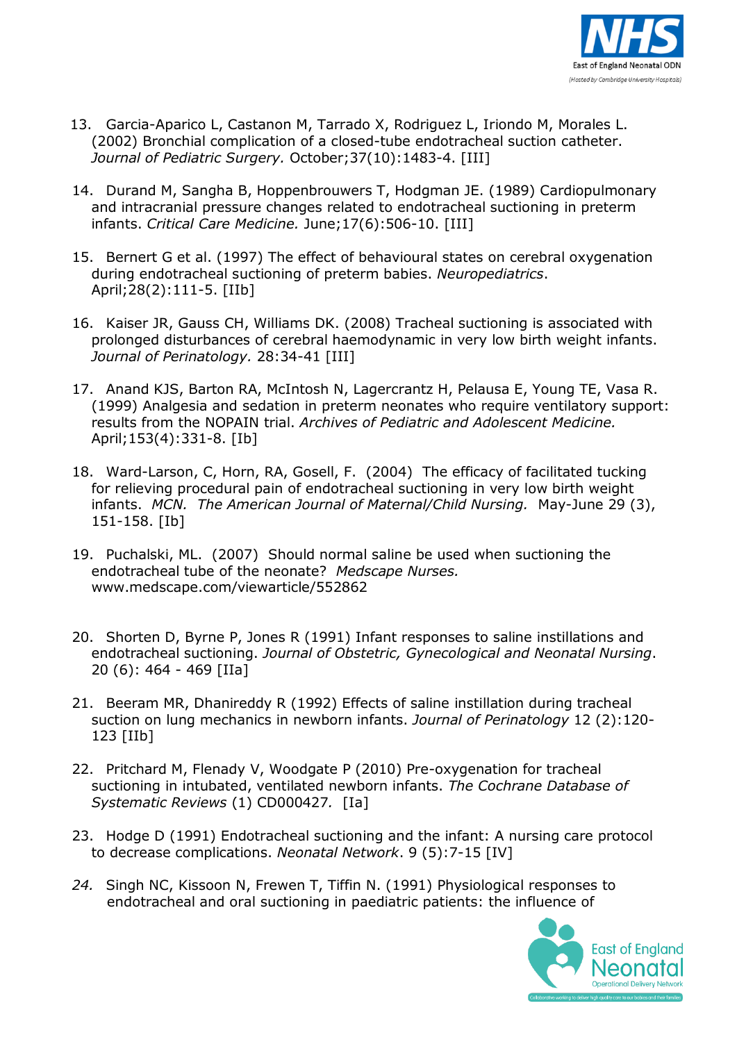13. Garcia-Aparico L, Castanon M, Tarrado X, Rodriguez L, Iriondo M, Morales L. (2002) Bronchial complication of a closed-tube endotracheal suction catheter. *Journal of Pediatric Surgery.* October;37(10):1483-4. [III]

14. Durand M, Sangha B, Hoppenbrouwers T, Hodgman JE. (1989) Cardiopulmonary and intracranial pressure changes related to endotracheal suctioning in preterm infants. *Critical Care Medicine.* June;17(6):506-10. [III]

15. Bernert G et al. (1997) The effect of behavioural states on cerebral oxygenation during endotracheal suctioning of preterm babies. *Neuropediatrics*. April;28(2):111-5. [IIb]

16. Kaiser JR, Gauss CH, Williams DK. (2008) Tracheal suctioning is associated with prolonged disturbances of cerebral haemodynamic in very low birth weight infants. *Journal of Perinatology.* 28:34-41 [III]

17. Anand KJS, Barton RA, McIntosh N, Lagercrantz H, Pelausa E, Young TE, Vasa R. (1999) Analgesia and sedation in preterm neonates who require ventilatory support: results from the NOPAIN trial. *Archives of Pediatric and Adolescent Medicine.* April;153(4):331-8. [Ib]

18. Ward-Larson, C, Horn, RA, Gosell, F. (2004) The efficacy of facilitated tucking for relieving procedural pain of endotracheal suctioning in very low birth weight infants. *MCN. The American Journal of Maternal/Child Nursing.* May-June 29 (3), 151-158. [Ib]

19. Puchalski, ML. (2007) Should normal saline be used when suctioning the endotracheal tube of the neonate? *Medscape Nurses.* www.medscape.com/viewarticle/552862

20. Shorten D, Byrne P, Jones R (1991) Infant responses to saline instillations and endotracheal suctioning. *Journal of Obstetric, Gynecological and Neonatal Nursing*. 20 (6): 464 - 469 [IIa]

21. Beeram MR, Dhanireddy R (1992) Effects of saline instillation during tracheal suction on lung mechanics in newborn infants. *Journal of Perinatology* 12 (2):120-123 [IIb]

22. Pritchard M, Flenady V, Woodgate P (2010) Pre-oxygenation for tracheal suctioning in intubated, ventilated newborn infants. *The Cochrane Database of Systematic Reviews* (1) CD000427. [Ia]

23. Hodge D (1991) Endotracheal suctioning and the infant: A nursing care protocol to decrease complications. *Neonatal Network*. 9 (5):7-15 [IV]

24. Singh NC, Kissoon N, Frewen T, Tiffin N. (1991) Physiological responses to endotracheal and oral suctioning in paediatric patients: the influence of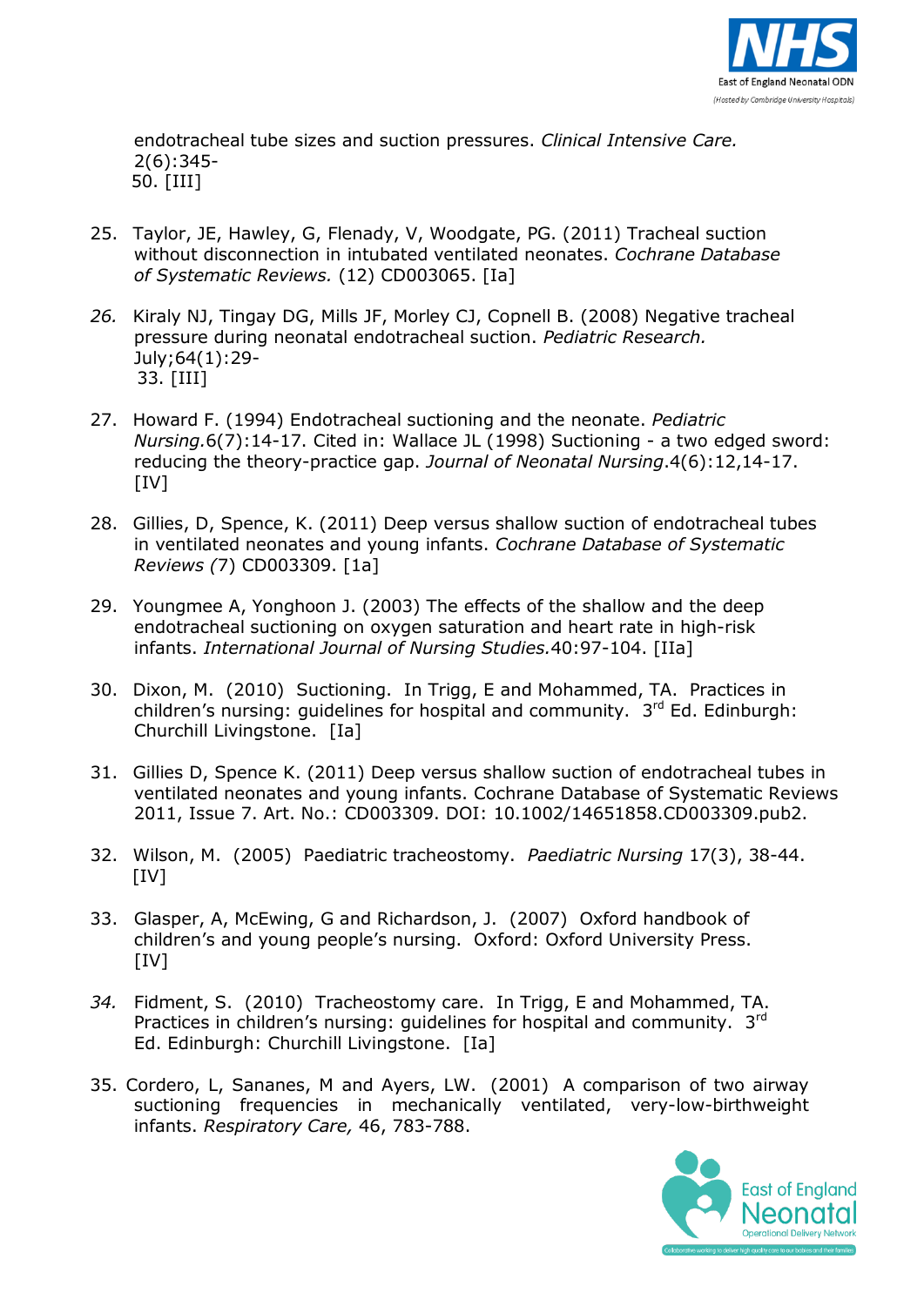endotracheal tube sizes and suction pressures. *Clinical Intensive Care.* 2(6):345-50. [III]

25. Taylor, JE, Hawley, G, Flenady, V, Woodgate, PG. (2011) Tracheal suction without disconnection in intubated ventilated neonates. *Cochrane Database of Systematic Reviews.* (12) CD003065. [Ia]

26. Kiraly NJ, Tingay DG, Mills JF, Morley CJ, Copnell B. (2008) Negative tracheal pressure during neonatal endotracheal suction. *Pediatric Research.* July;64(1):29-33. [III]

27. Howard F. (1994) Endotracheal suctioning and the neonate. *Pediatric Nursing.*6(7):14-17. Cited in: Wallace JL (1998) Suctioning - a two edged sword: reducing the theory-practice gap. *Journal of Neonatal Nursing*.4(6):12,14-17. [IV]

28. Gillies, D, Spence, K. (2011) Deep versus shallow suction of endotracheal tubes in ventilated neonates and young infants. *Cochrane Database of Systematic Reviews (*7) CD003309. [1a]

29. Youngmee A, Yonghoon J. (2003) The effects of the shallow and the deep endotracheal suctioning on oxygen saturation and heart rate in high-risk infants. *International Journal of Nursing Studies.*40:97-104. [IIa]

30. Dixon, M. (2010) Suctioning. In Trigg, E and Mohammed, TA. Practices in children's nursing: guidelines for hospital and community. 3rd Ed. Edinburgh: Churchill Livingstone. [Ia]

31. Gillies D, Spence K. (2011) Deep versus shallow suction of endotracheal tubes in ventilated neonates and young infants. Cochrane Database of Systematic Reviews 2011, Issue 7. Art. No.: CD003309. DOI: 10.1002/14651858.CD003309.pub2.

32. Wilson, M. (2005) Paediatric tracheostomy. *Paediatric Nursing* 17(3), 38-44. [IV]

33. Glasper, A, McEwing, G and Richardson, J. (2007) Oxford handbook of children's and young people's nursing. Oxford: Oxford University Press. [IV]

34. Fidment, S. (2010) Tracheostomy care. In Trigg, E and Mohammed, TA. Practices in children's nursing: guidelines for hospital and community. 3rd Ed. Edinburgh: Churchill Livingstone. [Ia]

35. Cordero, L, Sananes, M and Ayers, LW. (2001) A comparison of two airway suctioning frequencies in mechanically ventilated, very-low-birthweight infants. *Respiratory Care,* 46, 783-788.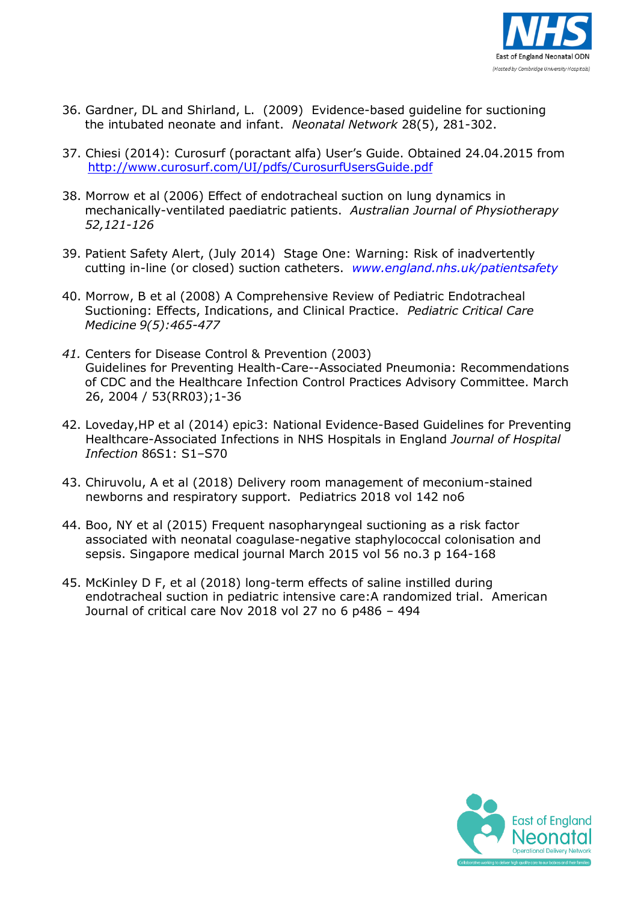36. Gardner, DL and Shirland, L. (2009) Evidence-based guideline for suctioning the intubated neonate and infant. *Neonatal Network* 28(5), 281-302.

37. Chiesi (2014): Curosurf (poractant alfa) User's Guide. Obtained 24.04.2015 from http://www.curosurf.com/UI/pdfs/CurosurfUsersGuide.pdf

38. Morrow et al (2006) Effect of endotracheal suction on lung dynamics in mechanically-ventilated paediatric patients. *Australian Journal of Physiotherapy 52,121-126*

39. Patient Safety Alert, (July 2014) Stage One: Warning: Risk of inadvertently cutting in-line (or closed) suction catheters. *www.england.nhs.uk/patientsafety*

40. Morrow, B et al (2008) A Comprehensive Review of Pediatric Endotracheal Suctioning: Effects, Indications, and Clinical Practice. *Pediatric Critical Care Medicine 9(5):465-477*

41. Centers for Disease Control & Prevention (2003) Guidelines for Preventing Health-Care--Associated Pneumonia: Recommendations of CDC and the Healthcare Infection Control Practices Advisory Committee. March 26, 2004 / 53(RR03);1-36

42. Loveday,HP et al (2014) epic3: National Evidence-Based Guidelines for Preventing Healthcare-Associated Infections in NHS Hospitals in England *Journal of Hospital Infection* 86S1: S1–S70

43. Chiruvolu, A et al (2018) Delivery room management of meconium-stained newborns and respiratory support. Pediatrics 2018 vol 142 no6

44. Boo, NY et al (2015) Frequent nasopharyngeal suctioning as a risk factor associated with neonatal coagulase-negative staphylococcal colonisation and sepsis. Singapore medical journal March 2015 vol 56 no.3 p 164-168

45. McKinley D F, et al (2018) long-term effects of saline instilled during endotracheal suction in pediatric intensive care:A randomized trial. American Journal of critical care Nov 2018 vol 27 no 6 p486 – 494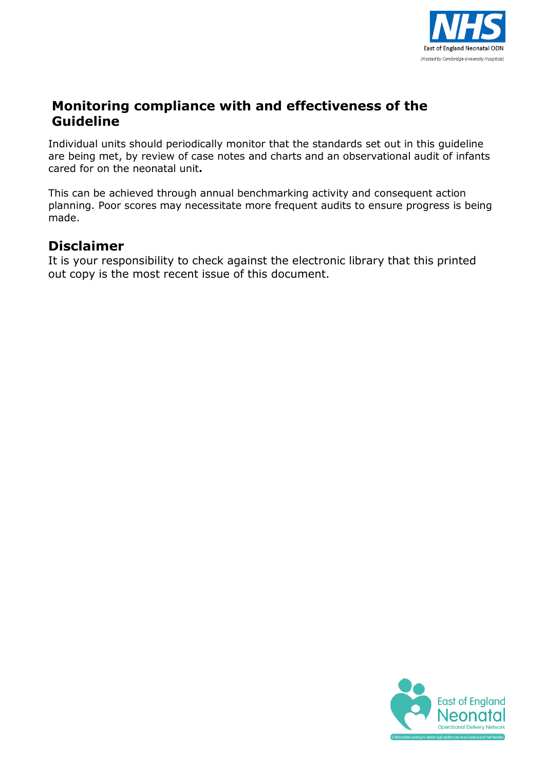## Monitoring compliance with and effectiveness of the Guideline

Individual units should periodically monitor that the standards set out in this guideline are being met, by review of case notes and charts and an observational audit of infants cared for on the neonatal unit**.**

This can be achieved through annual benchmarking activity and consequent action planning. Poor scores may necessitate more frequent audits to ensure progress is being made.

## Disclaimer

It is your responsibility to check against the electronic library that this printed out copy is the most recent issue of this document.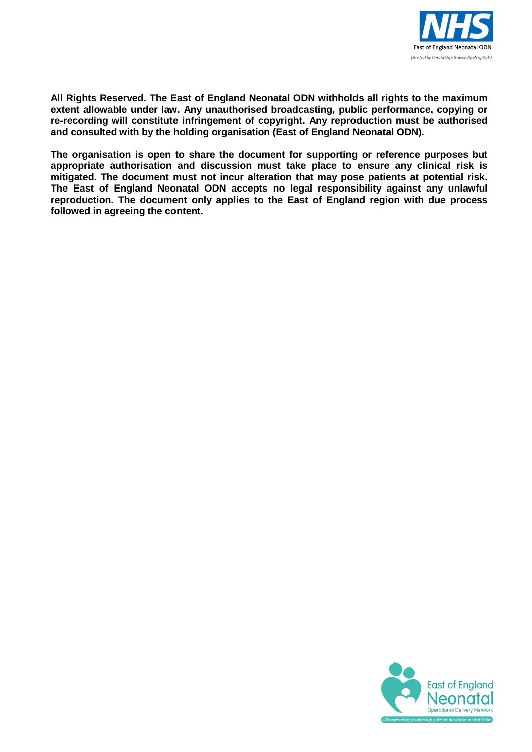**All Rights Reserved. The East of England Neonatal ODN withholds all rights to the maximum extent allowable under law. Any unauthorised broadcasting, public performance, copying or re-recording will constitute infringement of copyright. Any reproduction must be authorised and consulted with by the holding organisation (East of England Neonatal ODN).**

**The organisation is open to share the document for supporting or reference purposes but appropriate authorisation and discussion must take place to ensure any clinical risk is mitigated. The document must not incur alteration that may pose patients at potential risk. The East of England Neonatal ODN accepts no legal responsibility against any unlawful reproduction. The document only applies to the East of England region with due process followed in agreeing the content.**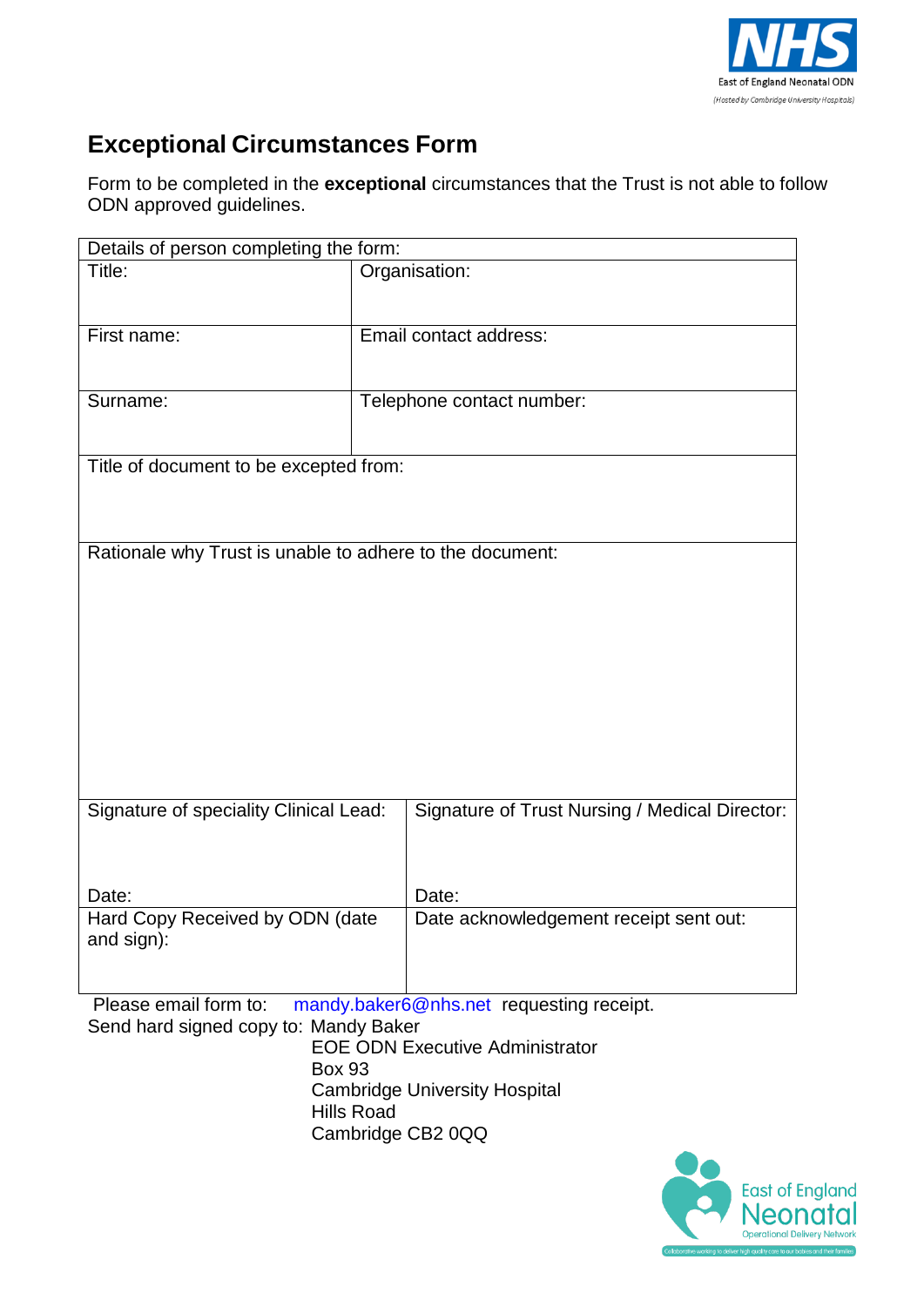# Exceptional Circumstances Form

Form to be completed in the **exceptional** circumstances that the Trust is not able to follow ODN approved guidelines.

| Details of person completing the form: | |
|---|---|
| Title: | Organisation: |
| First name: | Email contact address: |
| Surname: | Telephone contact number: |
| Title of document to be excepted from: | |
| Rationale why Trust is unable to adhere to the document: | |
| Signature of speciality Clinical Lead:<br><br>Date: | Signature of Trust Nursing / Medical Director:<br><br>Date: |
| Hard Copy Received by ODN (date and sign): | Date acknowledgement receipt sent out: |

Please email form to: mandy.baker6@nhs.net requesting receipt.

Send hard signed copy to: Mandy Baker
EOE ODN Executive Administrator
Box 93
Cambridge University Hospital
Hills Road
Cambridge CB2 0QQ